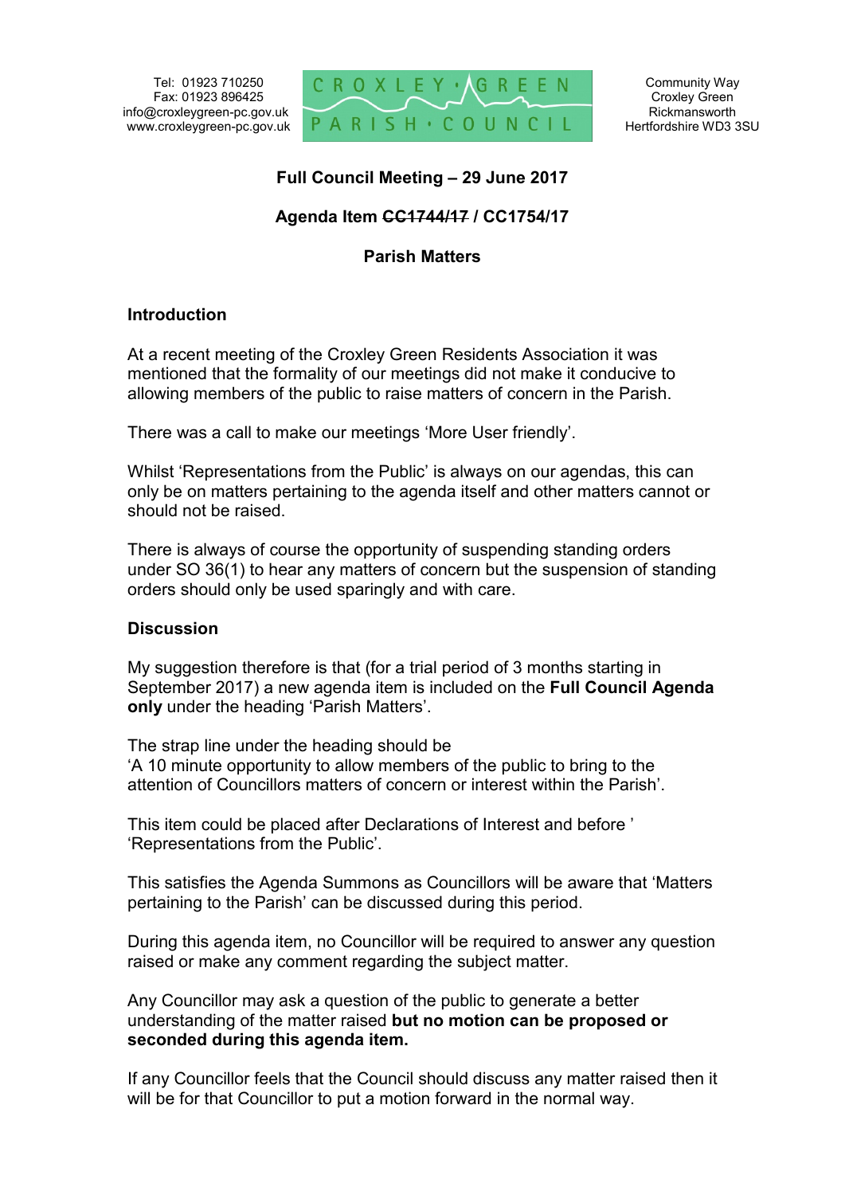Tel: 01923 710250
Fax: 01923 896425
info@croxleygreen-pc.gov.uk
www.croxleygreen-pc.gov.uk

CROXLEY GREEN PARISH COUNCIL

Community Way
Croxley Green
Rickmansworth
Hertfordshire WD3 3SU

## Full Council Meeting – 29 June 2017

## Agenda Item ~~CC1744/17~~ / CC1754/17

## Parish Matters

### Introduction

At a recent meeting of the Croxley Green Residents Association it was mentioned that the formality of our meetings did not make it conducive to allowing members of the public to raise matters of concern in the Parish.

There was a call to make our meetings 'More User friendly'.

Whilst 'Representations from the Public' is always on our agendas, this can only be on matters pertaining to the agenda itself and other matters cannot or should not be raised.

There is always of course the opportunity of suspending standing orders under SO 36(1) to hear any matters of concern but the suspension of standing orders should only be used sparingly and with care.

### Discussion

My suggestion therefore is that (for a trial period of 3 months starting in September 2017) a new agenda item is included on the **Full Council Agenda only** under the heading 'Parish Matters'.

The strap line under the heading should be
'A 10 minute opportunity to allow members of the public to bring to the attention of Councillors matters of concern or interest within the Parish'.

This item could be placed after Declarations of Interest and before ' 'Representations from the Public'.

This satisfies the Agenda Summons as Councillors will be aware that 'Matters pertaining to the Parish' can be discussed during this period.

During this agenda item, no Councillor will be required to answer any question raised or make any comment regarding the subject matter.

Any Councillor may ask a question of the public to generate a better understanding of the matter raised **but no motion can be proposed or seconded during this agenda item.**

If any Councillor feels that the Council should discuss any matter raised then it will be for that Councillor to put a motion forward in the normal way.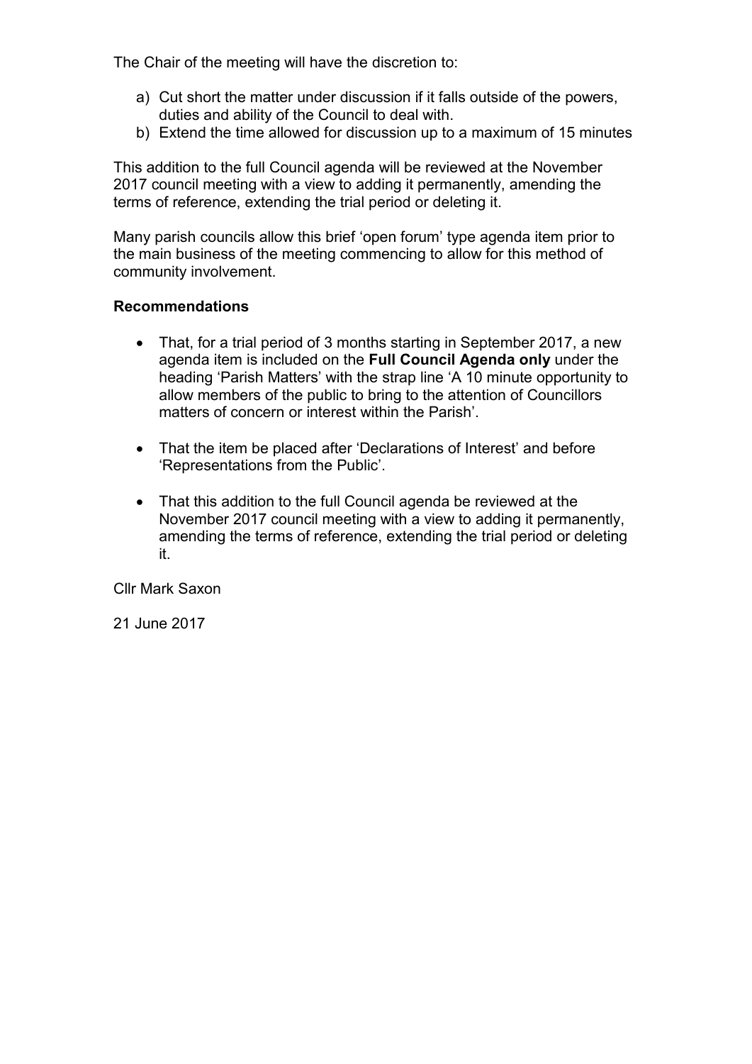The Chair of the meeting will have the discretion to:

a) Cut short the matter under discussion if it falls outside of the powers, duties and ability of the Council to deal with.
b) Extend the time allowed for discussion up to a maximum of 15 minutes

This addition to the full Council agenda will be reviewed at the November 2017 council meeting with a view to adding it permanently, amending the terms of reference, extending the trial period or deleting it.

Many parish councils allow this brief 'open forum' type agenda item prior to the main business of the meeting commencing to allow for this method of community involvement.

**Recommendations**

- That, for a trial period of 3 months starting in September 2017, a new agenda item is included on the **Full Council Agenda only** under the heading 'Parish Matters' with the strap line 'A 10 minute opportunity to allow members of the public to bring to the attention of Councillors matters of concern or interest within the Parish'.

- That the item be placed after 'Declarations of Interest' and before 'Representations from the Public'.

- That this addition to the full Council agenda be reviewed at the November 2017 council meeting with a view to adding it permanently, amending the terms of reference, extending the trial period or deleting it.

Cllr Mark Saxon

21 June 2017